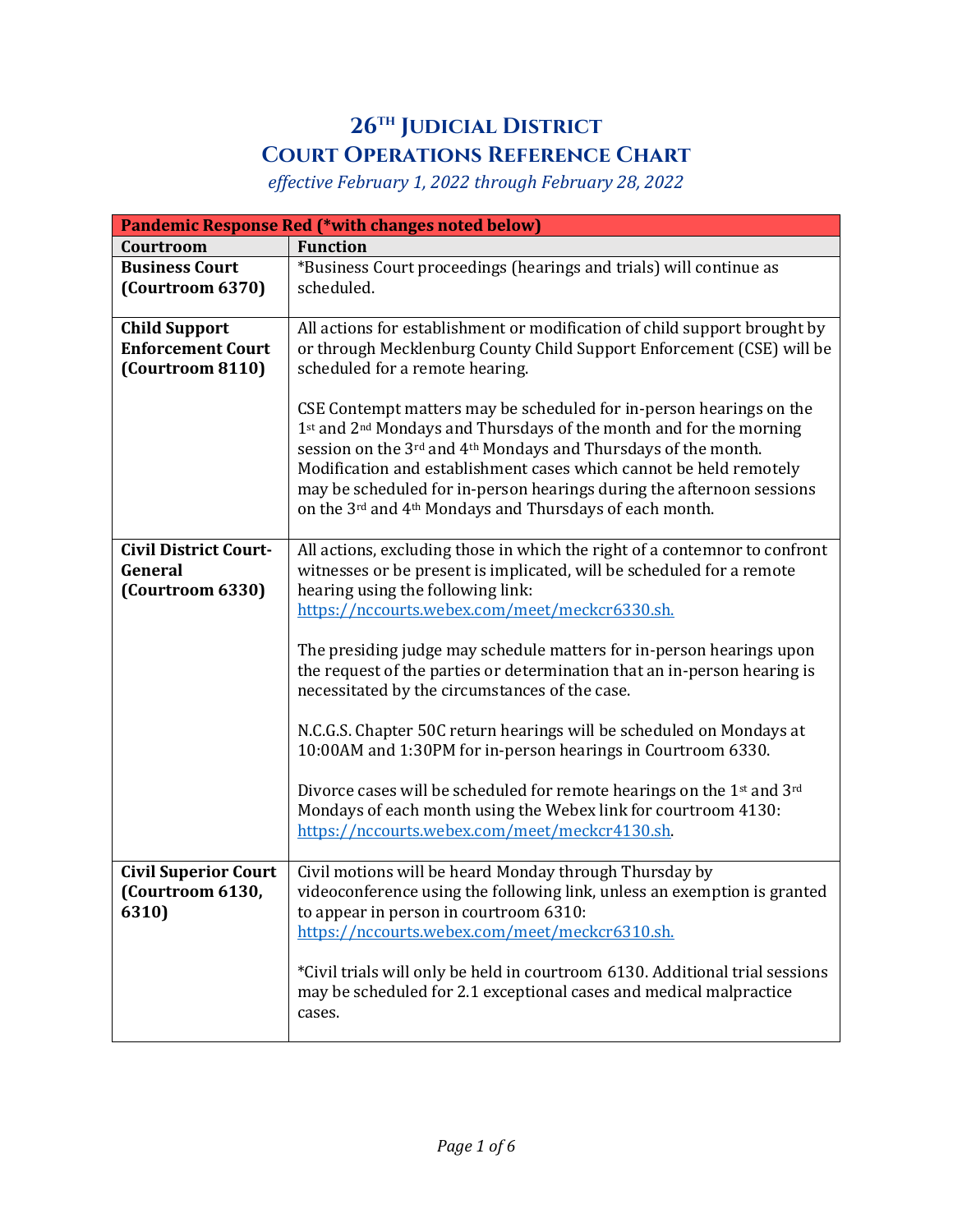# 26TH JUDICIAL DISTRICT
# COURT OPERATIONS REFERENCE CHART

*effective February 1, 2022 through February 28, 2022*

| Pandemic Response Red (*with changes noted below) | |
|---|---|
| **Courtroom** | **Function** |
| **Business Court (Courtroom 6370)** | *Business Court proceedings (hearings and trials) will continue as scheduled. |
| **Child Support Enforcement Court (Courtroom 8110)** | All actions for establishment or modification of child support brought by or through Mecklenburg County Child Support Enforcement (CSE) will be scheduled for a remote hearing.<br><br>CSE Contempt matters may be scheduled for in-person hearings on the 1st and 2nd Mondays and Thursdays of the month and for the morning session on the 3rd and 4th Mondays and Thursdays of the month. Modification and establishment cases which cannot be held remotely may be scheduled for in-person hearings during the afternoon sessions on the 3rd and 4th Mondays and Thursdays of each month. |
| **Civil District Court-General (Courtroom 6330)** | All actions, excluding those in which the right of a contemnor to confront witnesses or be present is implicated, will be scheduled for a remote hearing using the following link: https://nccourts.webex.com/meet/meckcr6330.sh.<br><br>The presiding judge may schedule matters for in-person hearings upon the request of the parties or determination that an in-person hearing is necessitated by the circumstances of the case.<br><br>N.C.G.S. Chapter 50C return hearings will be scheduled on Mondays at 10:00AM and 1:30PM for in-person hearings in Courtroom 6330.<br><br>Divorce cases will be scheduled for remote hearings on the 1st and 3rd Mondays of each month using the Webex link for courtroom 4130: https://nccourts.webex.com/meet/meckcr4130.sh. |
| **Civil Superior Court (Courtroom 6130, 6310)** | Civil motions will be heard Monday through Thursday by videoconference using the following link, unless an exemption is granted to appear in person in courtroom 6310: https://nccourts.webex.com/meet/meckcr6310.sh.<br><br>*Civil trials will only be held in courtroom 6130. Additional trial sessions may be scheduled for 2.1 exceptional cases and medical malpractice cases. |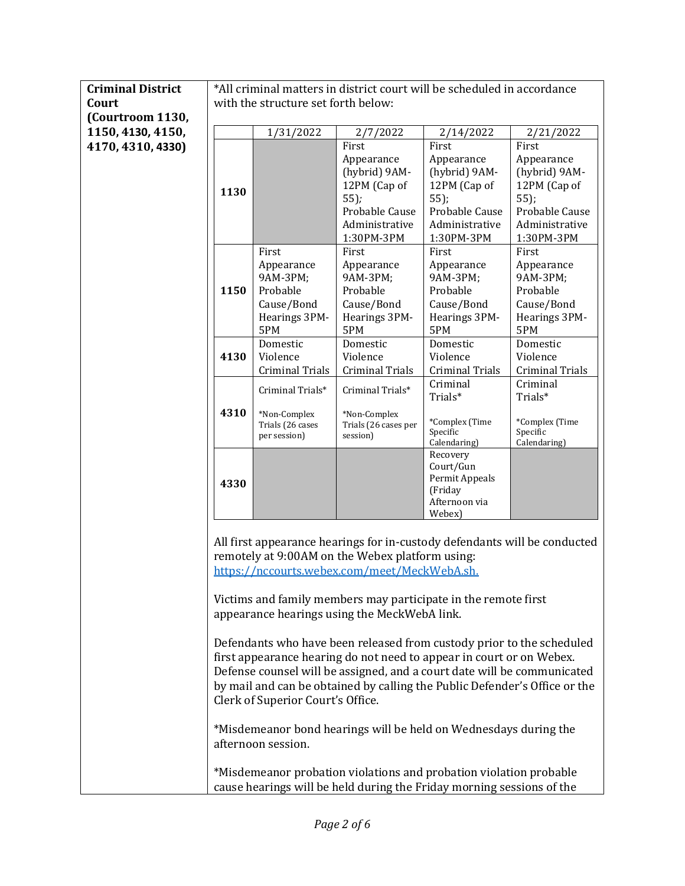**Criminal District Court (Courtroom 1130, 1150, 4130, 4150, 4170, 4310, 4330)**

*All criminal matters in district court will be scheduled in accordance with the structure set forth below:

| | 1/31/2022 | 2/7/2022 | 2/14/2022 | 2/21/2022 |
|---|---|---|---|---|
| **1130** | | First Appearance (hybrid) 9AM-12PM (Cap of 55); Probable Cause Administrative 1:30PM-3PM | First Appearance (hybrid) 9AM-12PM (Cap of 55); Probable Cause Administrative 1:30PM-3PM | First Appearance (hybrid) 9AM-12PM (Cap of 55); Probable Cause Administrative 1:30PM-3PM |
| **1150** | First Appearance 9AM-3PM; Probable Cause/Bond Hearings 3PM-5PM | First Appearance 9AM-3PM; Probable Cause/Bond Hearings 3PM-5PM | First Appearance 9AM-3PM; Probable Cause/Bond Hearings 3PM-5PM | First Appearance 9AM-3PM; Probable Cause/Bond Hearings 3PM-5PM |
| **4130** | Domestic Violence Criminal Trials | Domestic Violence Criminal Trials | Domestic Violence Criminal Trials | Domestic Violence Criminal Trials |
| **4310** | Criminal Trials* *Non-Complex Trials (26 cases per session) | Criminal Trials* *Non-Complex Trials (26 cases per session) | Criminal Trials* *Complex (Time Specific Calendaring) | Criminal Trials* *Complex (Time Specific Calendaring) |
| **4330** | | | Recovery Court/Gun Permit Appeals (Friday Afternoon via Webex) | |

All first appearance hearings for in-custody defendants will be conducted remotely at 9:00AM on the Webex platform using: https://nccourts.webex.com/meet/MeckWebA.sh.

Victims and family members may participate in the remote first appearance hearings using the MeckWebA link.

Defendants who have been released from custody prior to the scheduled first appearance hearing do not need to appear in court or on Webex. Defense counsel will be assigned, and a court date will be communicated by mail and can be obtained by calling the Public Defender's Office or the Clerk of Superior Court's Office.

*Misdemeanor bond hearings will be held on Wednesdays during the afternoon session.

*Misdemeanor probation violations and probation violation probable cause hearings will be held during the Friday morning sessions of the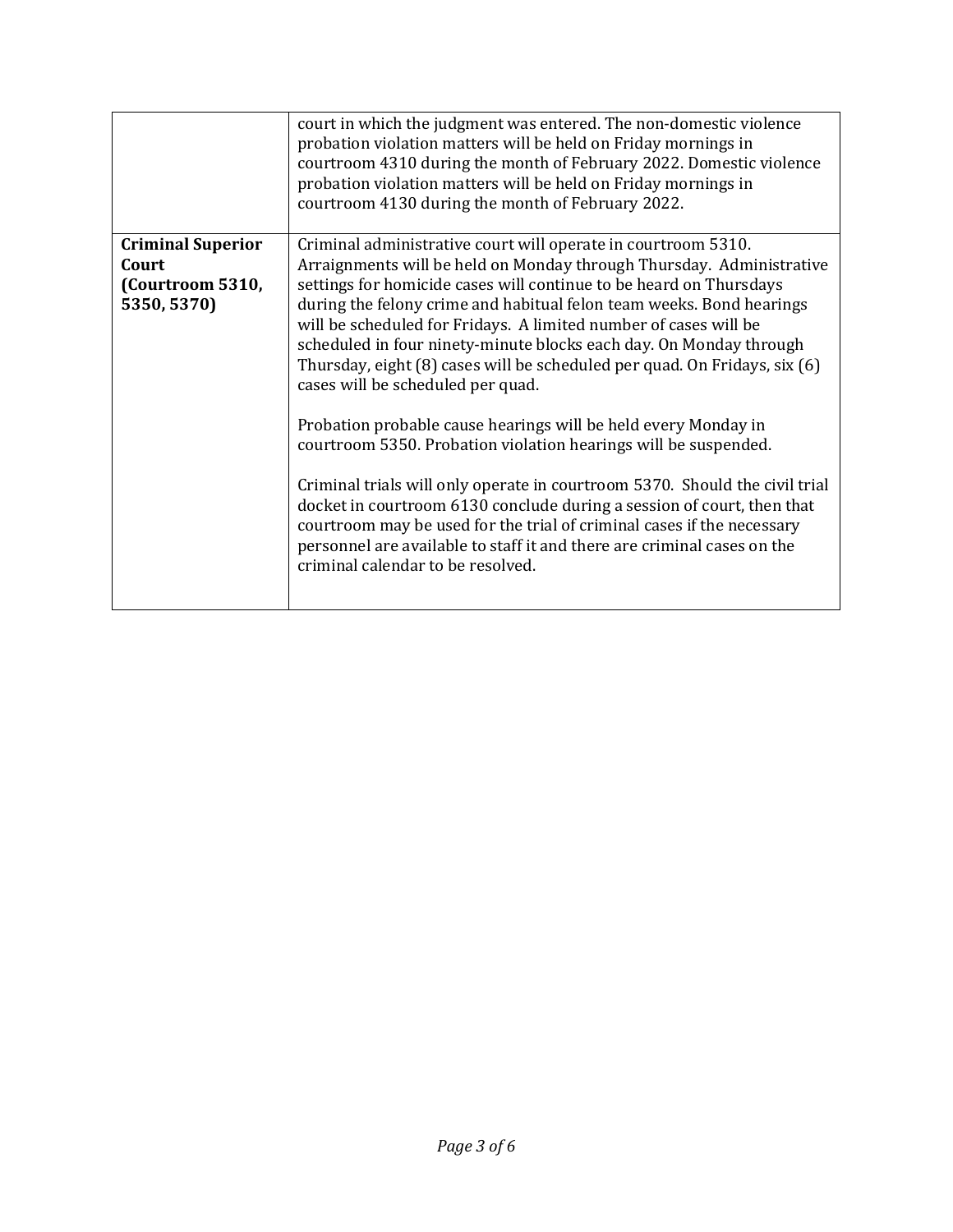| | |
|---|---|
| | court in which the judgment was entered. The non-domestic violence probation violation matters will be held on Friday mornings in courtroom 4310 during the month of February 2022. Domestic violence probation violation matters will be held on Friday mornings in courtroom 4130 during the month of February 2022. |
| **Criminal Superior Court (Courtroom 5310, 5350, 5370)** | Criminal administrative court will operate in courtroom 5310. Arraignments will be held on Monday through Thursday. Administrative settings for homicide cases will continue to be heard on Thursdays during the felony crime and habitual felon team weeks. Bond hearings will be scheduled for Fridays. A limited number of cases will be scheduled in four ninety-minute blocks each day. On Monday through Thursday, eight (8) cases will be scheduled per quad. On Fridays, six (6) cases will be scheduled per quad.<br><br>Probation probable cause hearings will be held every Monday in courtroom 5350. Probation violation hearings will be suspended.<br><br>Criminal trials will only operate in courtroom 5370. Should the civil trial docket in courtroom 6130 conclude during a session of court, then that courtroom may be used for the trial of criminal cases if the necessary personnel are available to staff it and there are criminal cases on the criminal calendar to be resolved. |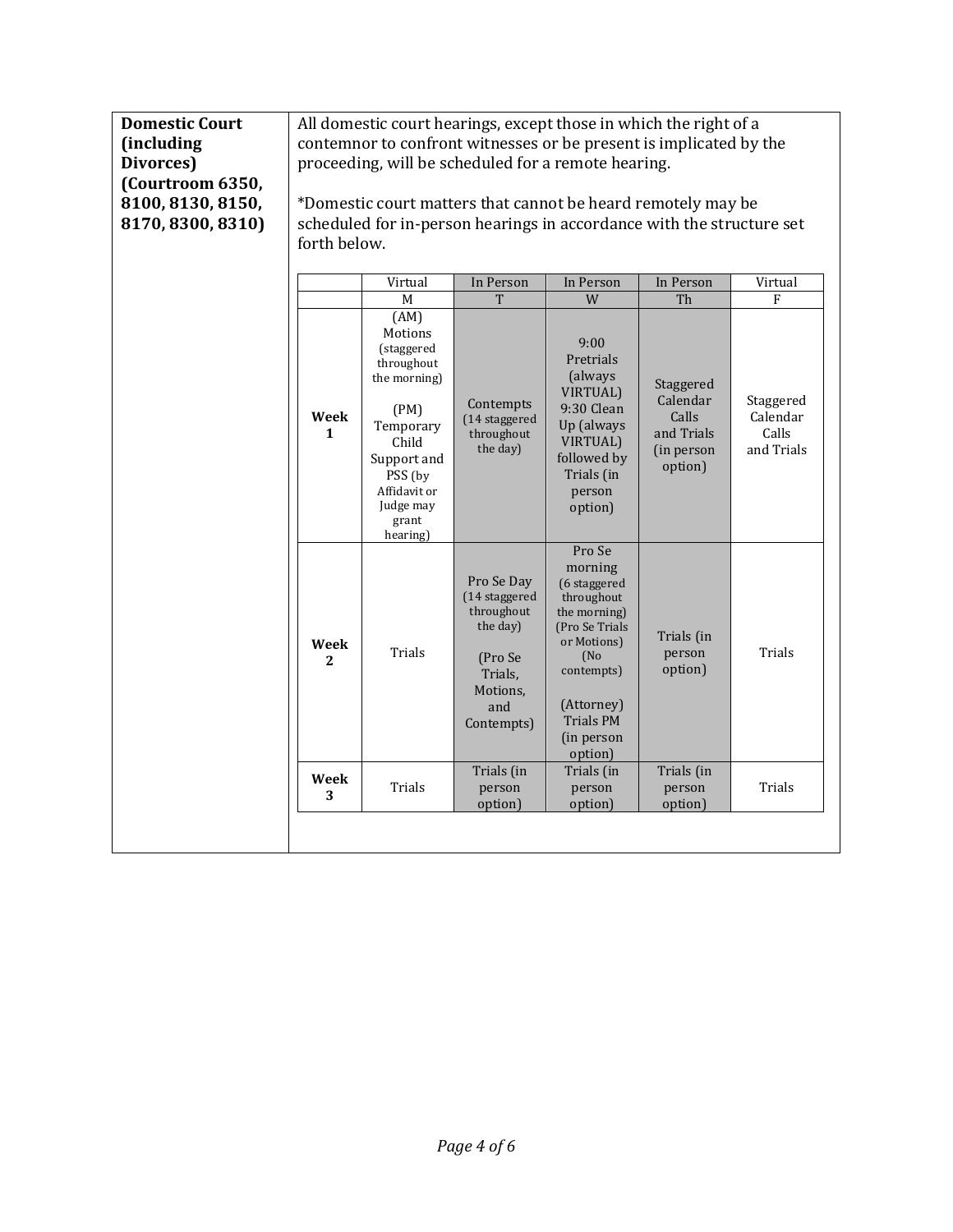| **Domestic Court (including Divorces) (Courtroom 6350, 8100, 8130, 8150, 8170, 8300, 8310)** | All domestic court hearings, except those in which the right of a contemnor to confront witnesses or be present is implicated by the proceeding, will be scheduled for a remote hearing.<br><br>*Domestic court matters that cannot be heard remotely may be scheduled for in-person hearings in accordance with the structure set forth below. |
|---|---|

| | Virtual | In Person | In Person | In Person | Virtual |
|---|---|---|---|---|---|
| | M | T | W | Th | F |
| **Week 1** | (AM) Motions (staggered throughout the morning)<br><br>(PM) Temporary Child Support and PSS (by Affidavit or Judge may grant hearing) | Contempts (14 staggered throughout the day) | 9:00 Pretrials (always VIRTUAL) 9:30 Clean Up (always VIRTUAL) followed by Trials (in person option) | Staggered Calendar Calls and Trials (in person option) | Staggered Calendar Calls and Trials |
| **Week 2** | Trials | Pro Se Day (14 staggered throughout the day)<br><br>(Pro Se Trials, Motions, and Contempts) | Pro Se morning (6 staggered throughout the morning) (Pro Se Trials or Motions) (No contempts)<br><br>(Attorney) Trials PM (in person option) | Trials (in person option) | Trials |
| **Week 3** | Trials | Trials (in person option) | Trials (in person option) | Trials (in person option) | Trials |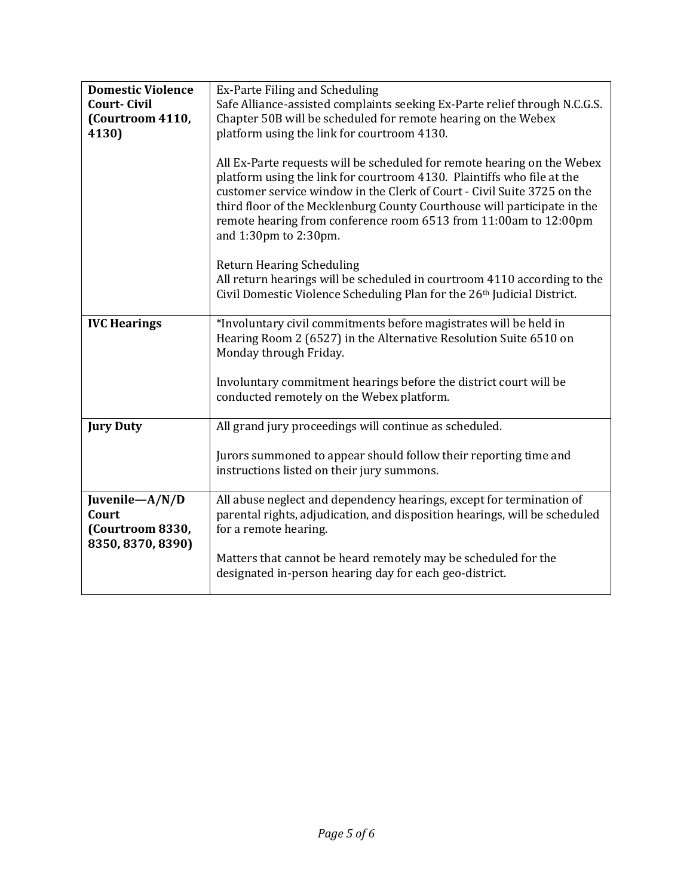| | |
|---|---|
| **Domestic Violence Court- Civil (Courtroom 4110, 4130)** | Ex-Parte Filing and Scheduling<br>Safe Alliance-assisted complaints seeking Ex-Parte relief through N.C.G.S. Chapter 50B will be scheduled for remote hearing on the Webex platform using the link for courtroom 4130.<br><br>All Ex-Parte requests will be scheduled for remote hearing on the Webex platform using the link for courtroom 4130. Plaintiffs who file at the customer service window in the Clerk of Court - Civil Suite 3725 on the third floor of the Mecklenburg County Courthouse will participate in the remote hearing from conference room 6513 from 11:00am to 12:00pm and 1:30pm to 2:30pm.<br><br>Return Hearing Scheduling<br>All return hearings will be scheduled in courtroom 4110 according to the Civil Domestic Violence Scheduling Plan for the 26th Judicial District. |
| **IVC Hearings** | *Involuntary civil commitments before magistrates will be held in Hearing Room 2 (6527) in the Alternative Resolution Suite 6510 on Monday through Friday.<br><br>Involuntary commitment hearings before the district court will be conducted remotely on the Webex platform. |
| **Jury Duty** | All grand jury proceedings will continue as scheduled.<br><br>Jurors summoned to appear should follow their reporting time and instructions listed on their jury summons. |
| **Juvenile—A/N/D Court (Courtroom 8330, 8350, 8370, 8390)** | All abuse neglect and dependency hearings, except for termination of parental rights, adjudication, and disposition hearings, will be scheduled for a remote hearing.<br><br>Matters that cannot be heard remotely may be scheduled for the designated in-person hearing day for each geo-district. |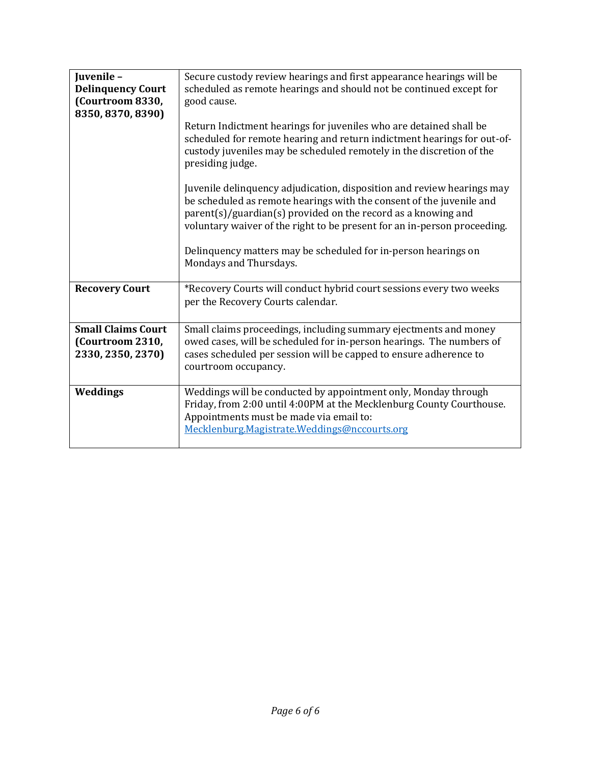| | |
|---|---|
| **Juvenile – Delinquency Court (Courtroom 8330, 8350, 8370, 8390)** | Secure custody review hearings and first appearance hearings will be scheduled as remote hearings and should not be continued except for good cause.<br><br>Return Indictment hearings for juveniles who are detained shall be scheduled for remote hearing and return indictment hearings for out-of-custody juveniles may be scheduled remotely in the discretion of the presiding judge.<br><br>Juvenile delinquency adjudication, disposition and review hearings may be scheduled as remote hearings with the consent of the juvenile and parent(s)/guardian(s) provided on the record as a knowing and voluntary waiver of the right to be present for an in-person proceeding.<br><br>Delinquency matters may be scheduled for in-person hearings on Mondays and Thursdays. |
| **Recovery Court** | *Recovery Courts will conduct hybrid court sessions every two weeks per the Recovery Courts calendar. |
| **Small Claims Court (Courtroom 2310, 2330, 2350, 2370)** | Small claims proceedings, including summary ejectments and money owed cases, will be scheduled for in-person hearings. The numbers of cases scheduled per session will be capped to ensure adherence to courtroom occupancy. |
| **Weddings** | Weddings will be conducted by appointment only, Monday through Friday, from 2:00 until 4:00PM at the Mecklenburg County Courthouse. Appointments must be made via email to: Mecklenburg.Magistrate.Weddings@nccourts.org |